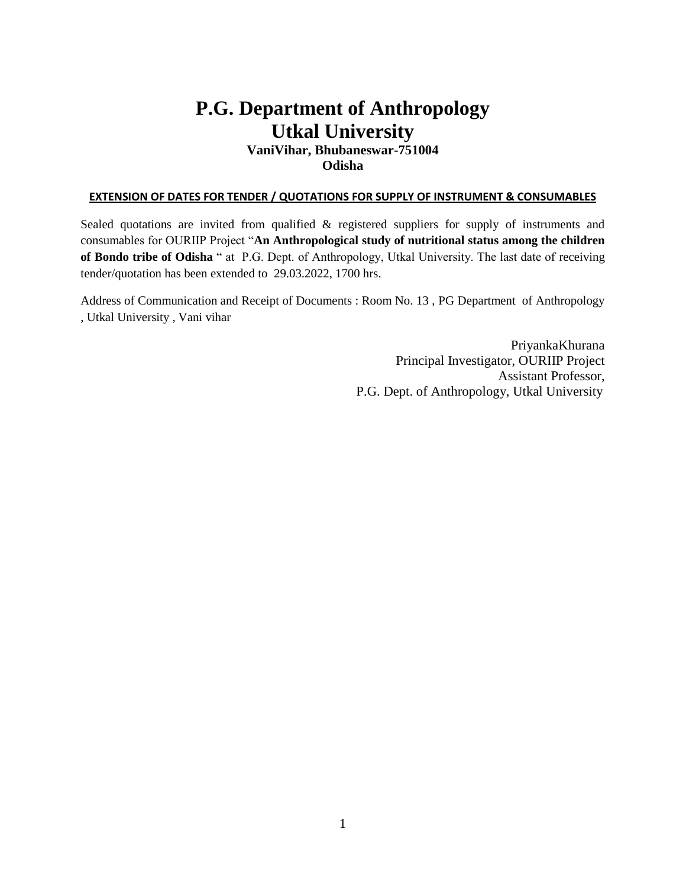# P.G. Department of Anthropology
# Utkal University
### VaniVihar, Bhubaneswar-751004
### Odisha

**EXTENSION OF DATES FOR TENDER / QUOTATIONS FOR SUPPLY OF INSTRUMENT & CONSUMABLES**

Sealed quotations are invited from qualified & registered suppliers for supply of instruments and consumables for OURIIP Project "**An Anthropological study of nutritional status among the children of Bondo tribe of Odisha** " at P.G. Dept. of Anthropology, Utkal University. The last date of receiving tender/quotation has been extended to 29.03.2022, 1700 hrs.

Address of Communication and Receipt of Documents : Room No. 13 , PG Department of Anthropology , Utkal University , Vani vihar

PriyankaKhurana
Principal Investigator, OURIIP Project
Assistant Professor,
P.G. Dept. of Anthropology, Utkal University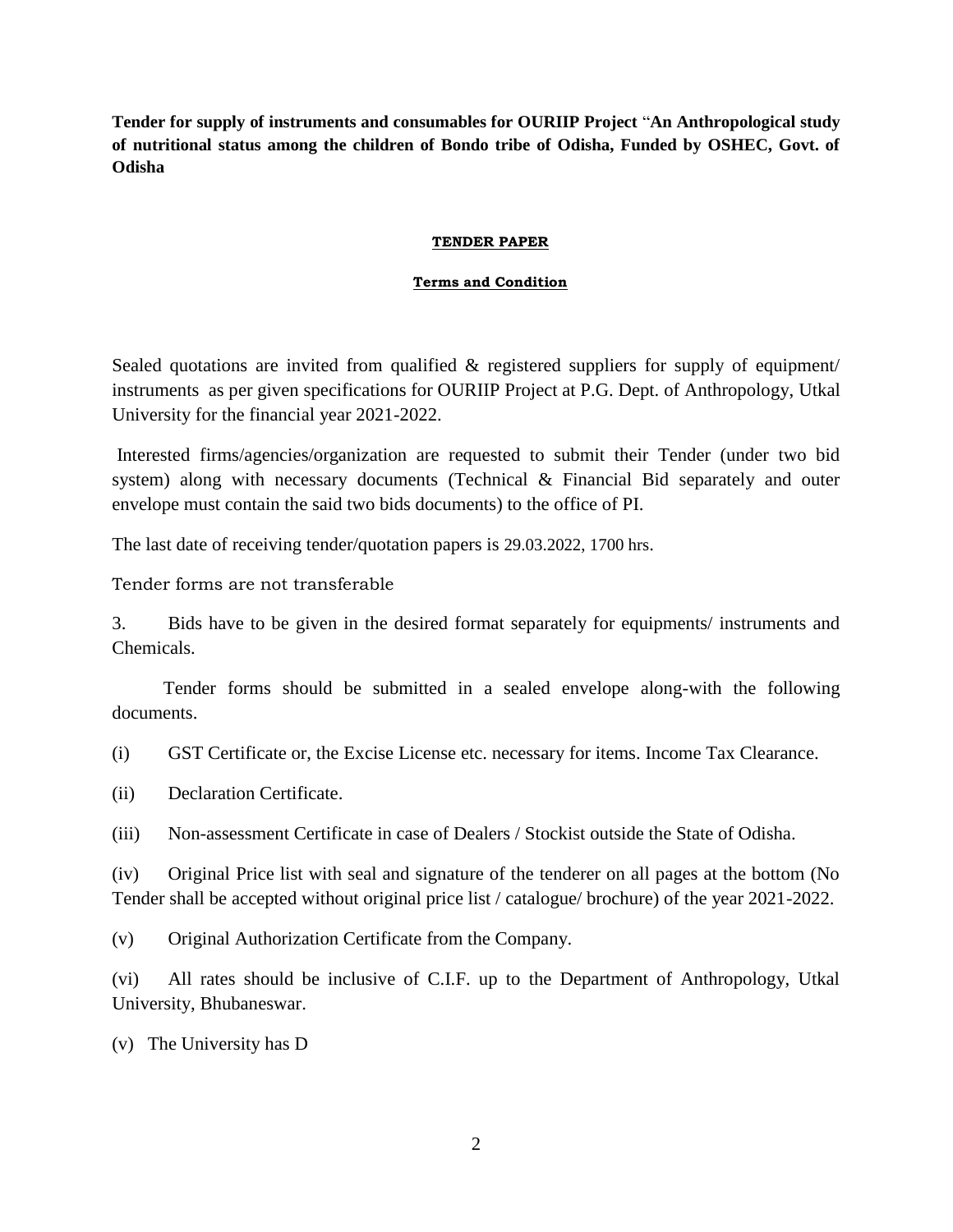**Tender for supply of instruments and consumables for OURIIP Project "An Anthropological study of nutritional status among the children of Bondo tribe of Odisha, Funded by OSHEC, Govt. of Odisha**

**TENDER PAPER**

**Terms and Condition**

Sealed quotations are invited from qualified & registered suppliers for supply of equipment/ instruments as per given specifications for OURIIP Project at P.G. Dept. of Anthropology, Utkal University for the financial year 2021-2022.

Interested firms/agencies/organization are requested to submit their Tender (under two bid system) along with necessary documents (Technical & Financial Bid separately and outer envelope must contain the said two bids documents) to the office of PI.

The last date of receiving tender/quotation papers is 29.03.2022, 1700 hrs.

Tender forms are not transferable

3. Bids have to be given in the desired format separately for equipments/ instruments and Chemicals.

Tender forms should be submitted in a sealed envelope along-with the following documents.

(i) GST Certificate or, the Excise License etc. necessary for items. Income Tax Clearance.

(ii) Declaration Certificate.

(iii) Non-assessment Certificate in case of Dealers / Stockist outside the State of Odisha.

(iv) Original Price list with seal and signature of the tenderer on all pages at the bottom (No Tender shall be accepted without original price list / catalogue/ brochure) of the year 2021-2022.

(v) Original Authorization Certificate from the Company.

(vi) All rates should be inclusive of C.I.F. up to the Department of Anthropology, Utkal University, Bhubaneswar.

(v) The University has D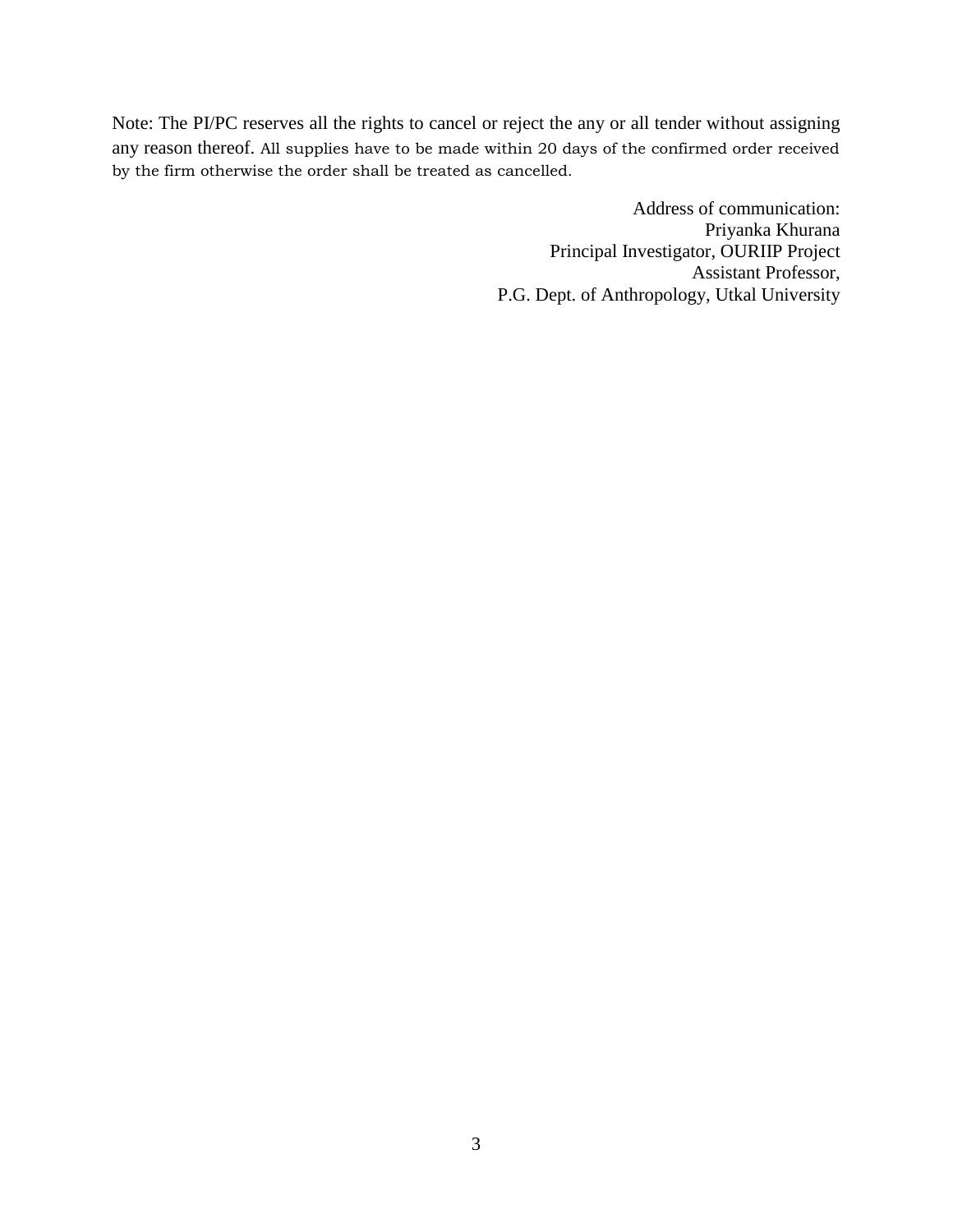Note: The PI/PC reserves all the rights to cancel or reject the any or all tender without assigning any reason thereof. All supplies have to be made within 20 days of the confirmed order received by the firm otherwise the order shall be treated as cancelled.

Address of communication:
Priyanka Khurana
Principal Investigator, OURIIP Project
Assistant Professor,
P.G. Dept. of Anthropology, Utkal University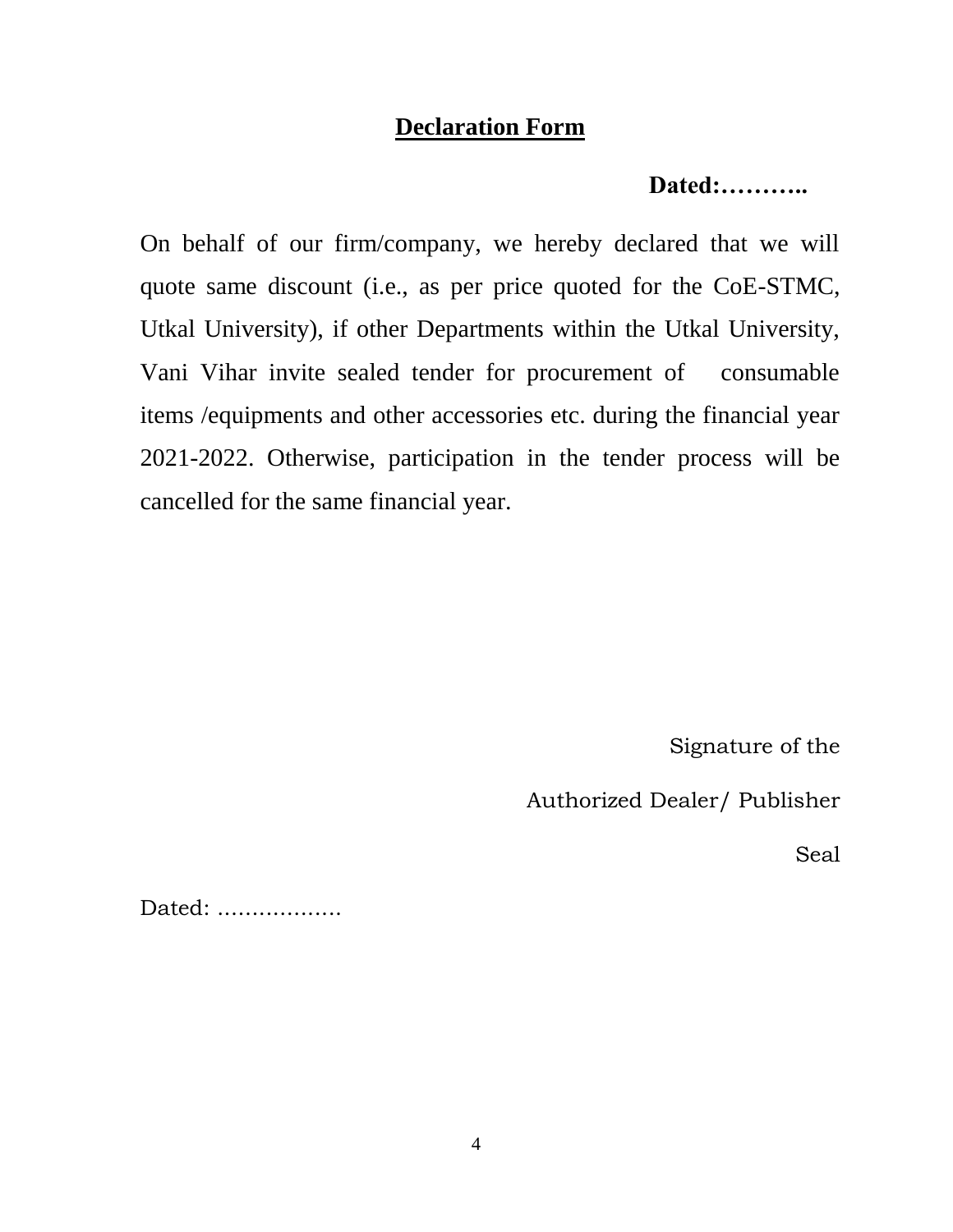# **Declaration Form**

**Dated:………..**

On behalf of our firm/company, we hereby declared that we will quote same discount (i.e., as per price quoted for the CoE-STMC, Utkal University), if other Departments within the Utkal University, Vani Vihar invite sealed tender for procurement of consumable items /equipments and other accessories etc. during the financial year 2021-2022. Otherwise, participation in the tender process will be cancelled for the same financial year.

Signature of the

Authorized Dealer/ Publisher

Seal

Dated: ..................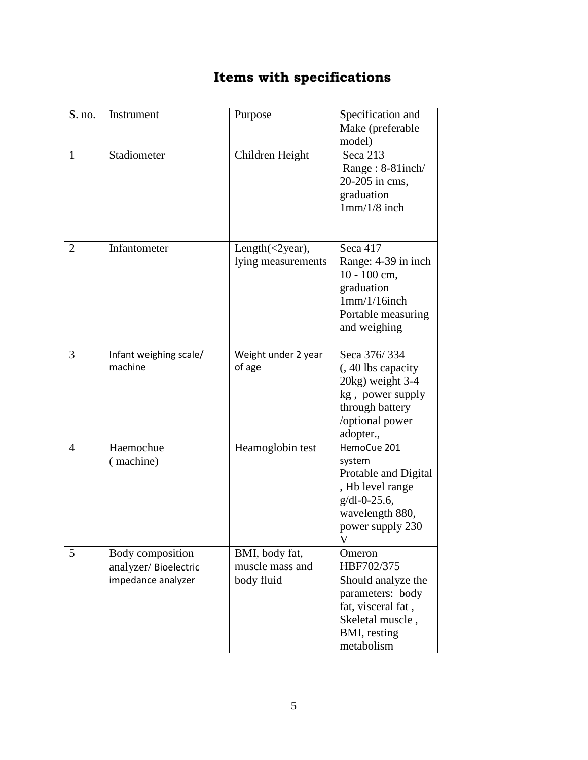# **Items with specifications**

| S. no. | Instrument | Purpose | Specification and Make (preferable model) |
|---|---|---|---|
| 1 | Stadiometer | Children Height | Seca 213 Range : 8-81inch/ 20-205 in cms, graduation 1mm/1/8 inch |
| 2 | Infantometer | Length(<2year), lying measurements | Seca 417 Range: 4-39 in inch 10 - 100 cm, graduation 1mm/1/16inch Portable measuring and weighing |
| 3 | Infant weighing scale/ machine | Weight under 2 year of age | Seca 376/ 334 (, 40 lbs capacity 20kg) weight 3-4 kg , power supply through battery /optional power adopter., |
| 4 | Haemochue ( machine) | Heamoglobin test | HemoCue 201 system Protable and Digital , Hb level range g/dl-0-25.6, wavelength 880, power supply 230 V |
| 5 | Body composition analyzer/ Bioelectric impedance analyzer | BMI, body fat, muscle mass and body fluid | Omeron HBF702/375 Should analyze the parameters: body fat, visceral fat , Skeletal muscle , BMI, resting metabolism |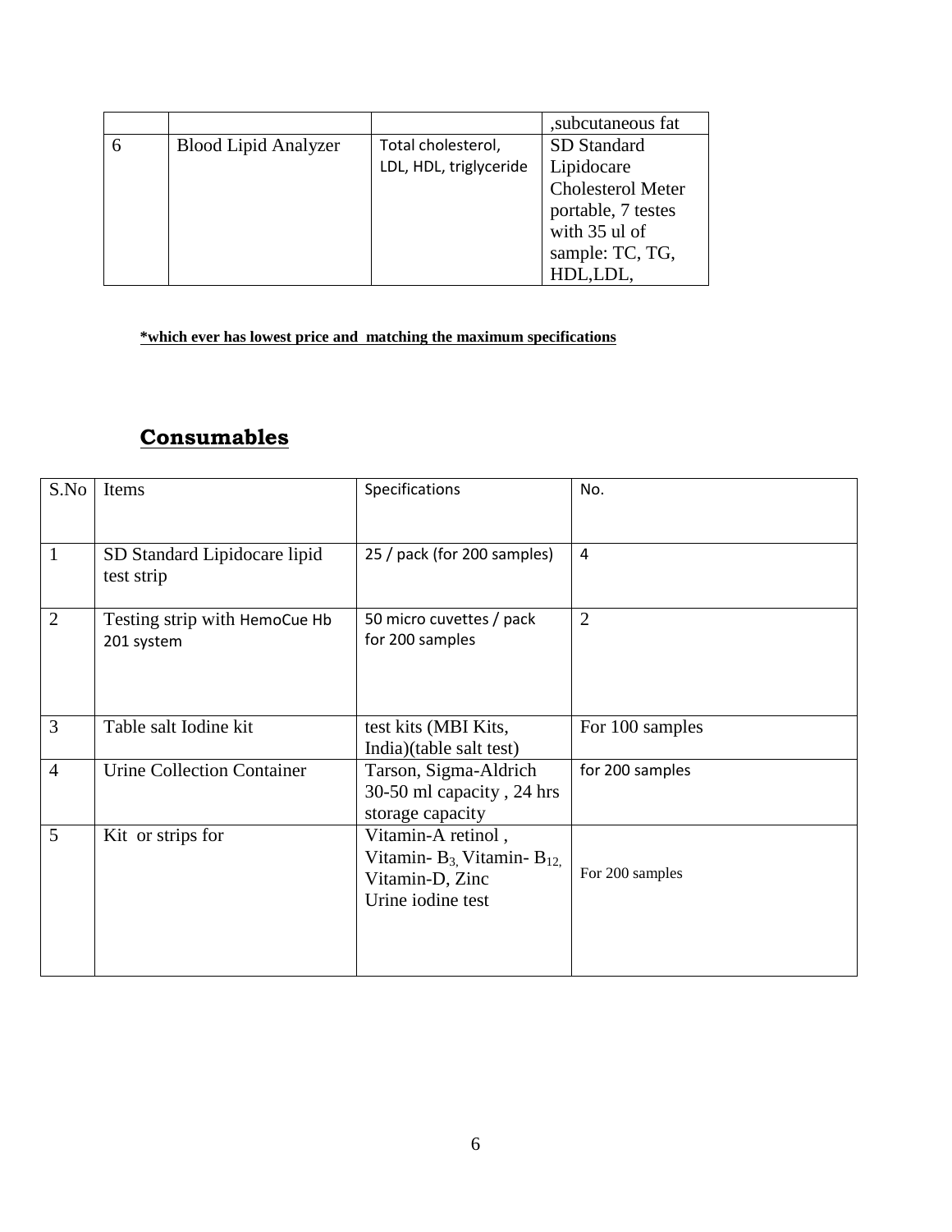| | | | |
|---|---|---|---|
| | | | ,subcutaneous fat |
| 6 | Blood Lipid Analyzer | Total cholesterol, LDL, HDL, triglyceride | SD Standard Lipidocare Cholesterol Meter portable, 7 testes with 35 ul of sample: TC, TG, HDL,LDL, |

**\*which ever has lowest price and matching the maximum specifications**

## Consumables

| S.No | Items | Specifications | No. |
|---|---|---|---|
| 1 | SD Standard Lipidocare lipid test strip | 25 / pack (for 200 samples) | 4 |
| 2 | Testing strip with HemoCue Hb 201 system | 50 micro cuvettes / pack for 200 samples | 2 |
| 3 | Table salt Iodine kit | test kits (MBI Kits, India)(table salt test) | For 100 samples |
| 4 | Urine Collection Container | Tarson, Sigma-Aldrich 30-50 ml capacity , 24 hrs storage capacity | for 200 samples |
| 5 | Kit or strips for | Vitamin-A retinol , Vitamin- $B_3$, Vitamin- $B_{12}$, Vitamin-D, Zinc Urine iodine test | For 200 samples |